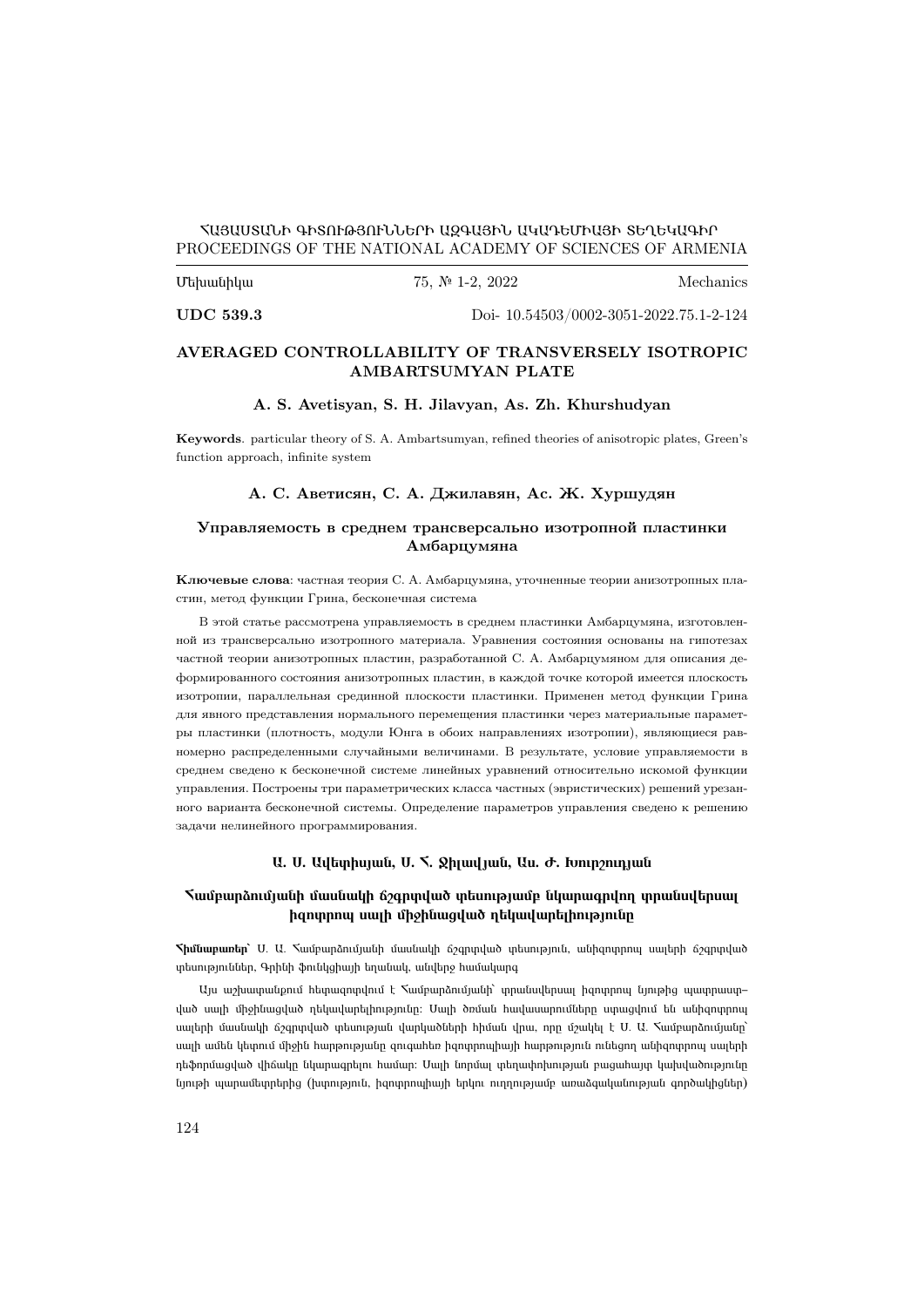ՀԱՅԱՍՏԱՆԻ ԳԻՏՈՒԹՅՈՒՆՆԵՐԻ ԱԶԳԱՅԻՆ ԱԿԱԴԵՄԻԱՅԻ ՏԵՂԵԿԱԳԻՐ
PROCEEDINGS OF THE NATIONAL ACADEMY OF SCIENCES OF ARMENIA

Մեխանիկա 75, № 1-2, 2022 Mechanics

**UDC 539.3** Doi- 10.54503/0002-3051-2022.75.1-2-124

# AVERAGED CONTROLLABILITY OF TRANSVERSELY ISOTROPIC AMBARTSUMYAN PLATE

### A. S. Avetisyan, S. H. Jilavyan, As. Zh. Khurshudyan

**Keywords**. particular theory of S. A. Ambartsumyan, refined theories of anisotropic plates, Green's function approach, infinite system

### А. С. Аветисян, С. А. Джилавян, Ас. Ж. Хуршудян

## Управляемость в среднем трансверсально изотропной пластинки Амбарцумяна

**Ключевые слова**: частная теория С. А. Амбарцумяна, уточненные теории анизотропных пластин, метод функции Грина, бесконечная система

В этой статье рассмотрена управляемость в среднем пластинки Амбарцумяна, изготовленной из трансверсально изотропного материала. Уравнения состояния основаны на гипотезах частной теории анизотропных пластин, разработанной С. А. Амбарцумяном для описания деформированного состояния анизотропных пластин, в каждой точке которой имеется плоскость изотропии, параллельная срединной плоскости пластинки. Применен метод функции Грина для явного представления нормального перемещения пластинки через материальные параметры пластинки (плотность, модули Юнга в обоих направлениях изотропии), являющиеся равномерно распределенными случайными величинами. В результате, условие управляемости в среднем сведено к бесконечной системе линейных уравнений относительно искомой функции управления. Построены три параметрических класса частных (эвристических) решений урезанного варианта бесконечной системы. Определение параметров управления сведено к решению задачи нелинейного программирования.

### Ա. Ս. Ավետիսյան, Ս. Հ. Ջիլավյան, Աս. Ժ. Խուրշուդյան

## Համբարձումյանի մասնակի ճշգրտված տեսությամբ նկարագրվող տրանսվերսալ իզոտրոպ սալի միջինացված ղեկավարելիությունը

**Հիմնաբառեր**՝ Ս. Ա. Համբարձումյանի մասնակի ճշգրտված տեսություն, անիզոտրոպ սալերի ճշգրտված տեսություններ, Գրինի ֆունկցիայի եղանակ, անվերջ համակարգ

Այս աշխատանքում հետազոտվում է Համբարձումյանի՝ տրանսվերսալ իզոտրոպ նյութից պատրաստված սալի միջինացված ղեկավարելիությունը: Սալի ծռման հավասարումները տրվում են անիզոտրոպ սալերի մասնակի ճշգրտված տեսության վարկածների հիման վրա, որը մշակել է Ս. Ա. Համբարձումյանը՝ սալի ամեն կետում միջին հարթությանը զուգահեռ իզոտրոպիայի հարթություն ունեցող անիզոտրոպ սալերի դեֆորմացված վիճակը նկարագրելու համար: Սալի նորմալ տեղափոխության բացահայտ կախվածությունը նյութի պարամետրերից (խտություն, իզոտրոպիայի երկու ուղղությամբ առաձգականության գործակիցներ)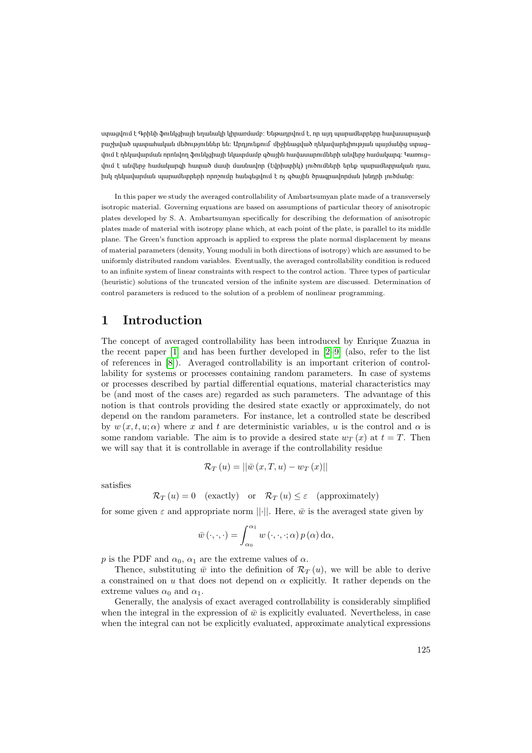ապացվում է Գրինի ֆունկցիայի եղանակի կիրառմամբ: Ենթադրվում է, որ այդ պարամետրերը հավասարաչափ բաշխված պատահական մեծություններ են: Արդյունքում՝ միջինացված ղեկավարելիության պայմանից ստաց– վում է ղեկավարման որոնվող ֆունկցիայի նկատմամբ գծային հավասարումների անվերջ համակարգ: Կառուց– վում է անվերջ համակարգի հատված մասի մասնավոր (էվրիստիկ) լուծումների երեք պարամետրական դաս, իսկ ղեկավարման պարամետրերի որոշումը հանգեցվում է ոչ գծային ծրագրավորման խնդրի լուծմանը:

In this paper we study the averaged controllability of Ambartsumyan plate made of a transversely isotropic material. Governing equations are based on assumptions of particular theory of anisotropic plates developed by S. A. Ambartsumyan specifically for describing the deformation of anisotropic plates made of material with isotropy plane which, at each point of the plate, is parallel to its middle plane. The Green's function approach is applied to express the plate normal displacement by means of material parameters (density, Young moduli in both directions of isotropy) which are assumed to be uniformly distributed random variables. Eventually, the averaged controllability condition is reduced to an infinite system of linear constraints with respect to the control action. Three types of particular (heuristic) solutions of the truncated version of the infinite system are discussed. Determination of control parameters is reduced to the solution of a problem of nonlinear programming.

# 1 Introduction

The concept of averaged controllability has been introduced by Enrique Zuazua in the recent paper [1] and has been further developed in [2–9] (also, refer to the list of references in [8]). Averaged controllability is an important criterion of controllability for systems or processes containing random parameters. In case of systems or processes described by partial differential equations, material characteristics may be (and most of the cases are) regarded as such parameters. The advantage of this notion is that controls providing the desired state exactly or approximately, do not depend on the random parameters. For instance, let a controlled state be described by $w\left(x,t,u;\alpha\right)$ where $x$ and $t$ are deterministic variables, $u$ is the control and $\alpha$ is some random variable. The aim is to provide a desired state $w_T\left(x\right)$ at $t=T$. Then we will say that it is controllable in average if the controllability residue

$$\mathcal{R}_T\left(u\right)=||\bar{w}\left(x,T,u\right)-w_T\left(x\right)||$$

satisfies

$$\mathcal{R}_T\left(u\right)=0 \quad \text{(exactly)} \quad \text{or} \quad \mathcal{R}_T\left(u\right)\leq\varepsilon \quad \text{(approximately)}$$

for some given $\varepsilon$ and appropriate norm $||\cdot||$. Here, $\bar{w}$ is the averaged state given by

$$\bar{w}\left(\cdot,\cdot,\cdot\right)=\int_{\alpha_0}^{\alpha_1}w\left(\cdot,\cdot,\cdot;\alpha\right)p\left(\alpha\right)\mathrm{d}\alpha,$$

$p$ is the PDF and $\alpha_0$, $\alpha_1$ are the extreme values of $\alpha$.

Thence, substituting $\bar{w}$ into the definition of $\mathcal{R}_T\left(u\right)$, we will be able to derive a constrained on $u$ that does not depend on $\alpha$ explicitly. It rather depends on the extreme values $\alpha_0$ and $\alpha_1$.

Generally, the analysis of exact averaged controllability is considerably simplified when the integral in the expression of $\bar{w}$ is explicitly evaluated. Nevertheless, in case when the integral can not be explicitly evaluated, approximate analytical expressions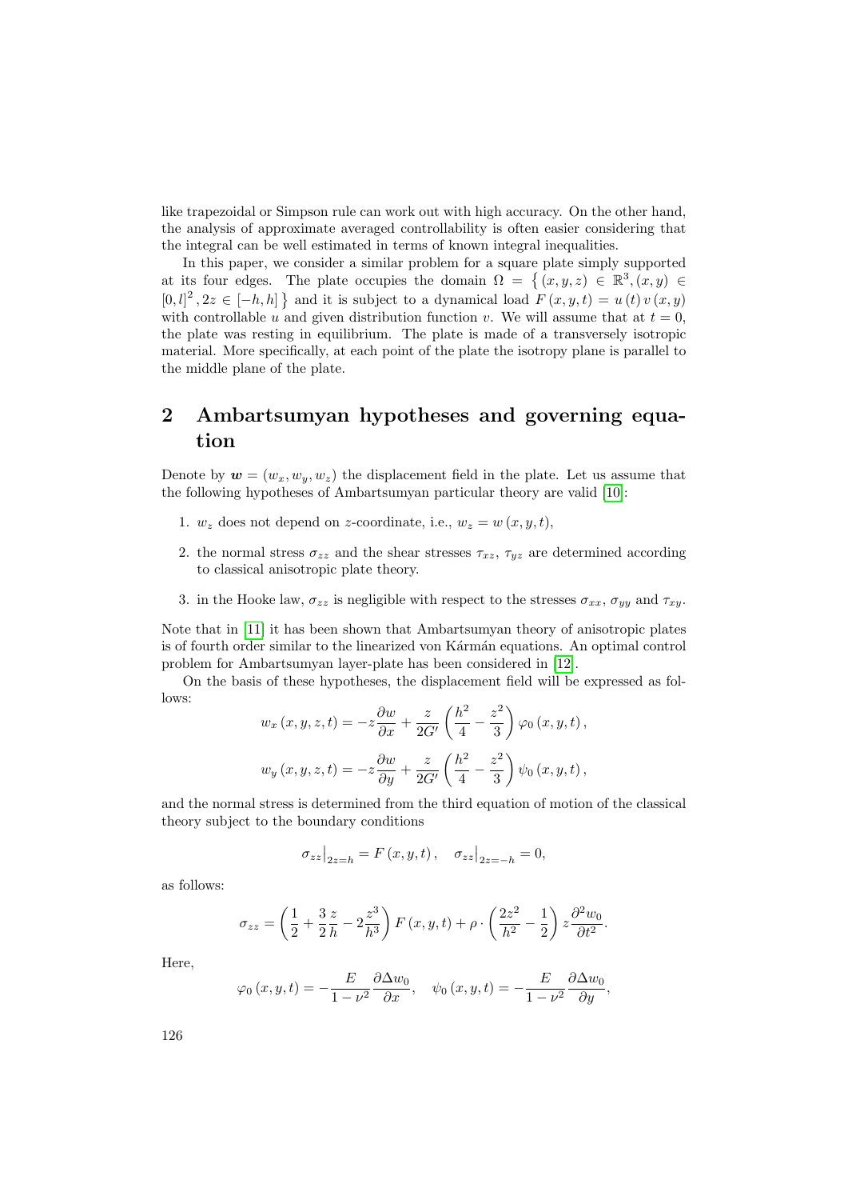like trapezoidal or Simpson rule can work out with high accuracy. On the other hand, the analysis of approximate averaged controllability is often easier considering that the integral can be well estimated in terms of known integral inequalities.

In this paper, we consider a similar problem for a square plate simply supported at its four edges. The plate occupies the domain $\Omega = \left\{ (x, y, z) \in \mathbb{R}^3, (x, y) \in [0, l]^2, 2z \in [-h, h] \right\}$ and it is subject to a dynamical load $F(x, y, t) = u(t)\, v(x, y)$ with controllable $u$ and given distribution function $v$. We will assume that at $t = 0$, the plate was resting in equilibrium. The plate is made of a transversely isotropic material. More specifically, at each point of the plate the isotropy plane is parallel to the middle plane of the plate.

## 2 Ambartsumyan hypotheses and governing equation

Denote by $\boldsymbol{w} = (w_x, w_y, w_z)$ the displacement field in the plate. Let us assume that the following hypotheses of Ambartsumyan particular theory are valid [10]:

1. $w_z$ does not depend on $z$-coordinate, i.e., $w_z = w(x, y, t)$,
2. the normal stress $\sigma_{zz}$ and the shear stresses $\tau_{xz}$, $\tau_{yz}$ are determined according to classical anisotropic plate theory.
3. in the Hooke law, $\sigma_{zz}$ is negligible with respect to the stresses $\sigma_{xx}$, $\sigma_{yy}$ and $\tau_{xy}$.

Note that in [11] it has been shown that Ambartsumyan theory of anisotropic plates is of fourth order similar to the linearized von Kármán equations. An optimal control problem for Ambartsumyan layer-plate has been considered in [12].

On the basis of these hypotheses, the displacement field will be expressed as follows:

$$w_x(x, y, z, t) = -z\frac{\partial w}{\partial x} + \frac{z}{2G'}\left(\frac{h^2}{4} - \frac{z^2}{3}\right)\varphi_0(x, y, t),$$

$$w_y(x, y, z, t) = -z\frac{\partial w}{\partial y} + \frac{z}{2G'}\left(\frac{h^2}{4} - \frac{z^2}{3}\right)\psi_0(x, y, t),$$

and the normal stress is determined from the third equation of motion of the classical theory subject to the boundary conditions

$$\sigma_{zz}\big|_{2z=h} = F(x, y, t), \quad \sigma_{zz}\big|_{2z=-h} = 0,$$

as follows:

$$\sigma_{zz} = \left(\frac{1}{2} + \frac{3}{2}\frac{z}{h} - 2\frac{z^3}{h^3}\right)F(x, y, t) + \rho \cdot \left(\frac{2z^2}{h^2} - \frac{1}{2}\right) z\frac{\partial^2 w_0}{\partial t^2}.$$

Here,

$$\varphi_0(x, y, t) = -\frac{E}{1-\nu^2}\frac{\partial \Delta w_0}{\partial x}, \quad \psi_0(x, y, t) = -\frac{E}{1-\nu^2}\frac{\partial \Delta w_0}{\partial y},$$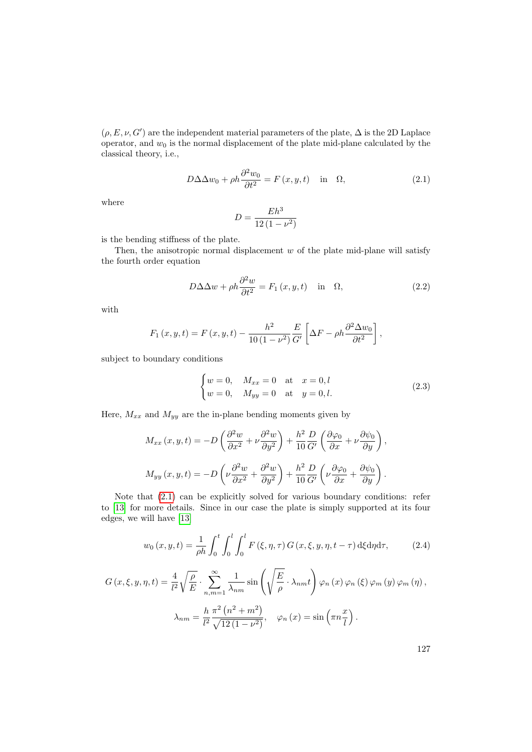$(\rho, E, \nu, G')$ are the independent material parameters of the plate, $\Delta$ is the 2D Laplace operator, and $w_0$ is the normal displacement of the plate mid-plane calculated by the classical theory, i.e.,

$$D\Delta\Delta w_0 + \rho h \frac{\partial^2 w_0}{\partial t^2} = F(x, y, t) \quad \text{in} \quad \Omega, \tag{2.1}$$

where

$$D = \frac{Eh^3}{12(1-\nu^2)}$$

is the bending stiffness of the plate.

Then, the anisotropic normal displacement $w$ of the plate mid-plane will satisfy the fourth order equation

$$D\Delta\Delta w + \rho h \frac{\partial^2 w}{\partial t^2} = F_1(x, y, t) \quad \text{in} \quad \Omega, \tag{2.2}$$

with

$$F_1(x, y, t) = F(x, y, t) - \frac{h^2}{10(1-\nu^2)} \frac{E}{G'} \left[ \Delta F - \rho h \frac{\partial^2 \Delta w_0}{\partial t^2} \right],$$

subject to boundary conditions

$$\begin{cases} w = 0, \quad M_{xx} = 0 \quad \text{at} \quad x = 0, l \\ w = 0, \quad M_{yy} = 0 \quad \text{at} \quad y = 0, l. \end{cases} \tag{2.3}$$

Here, $M_{xx}$ and $M_{yy}$ are the in-plane bending moments given by

$$M_{xx}(x, y, t) = -D\left( \frac{\partial^2 w}{\partial x^2} + \nu \frac{\partial^2 w}{\partial y^2} \right) + \frac{h^2}{10} \frac{D}{G'} \left( \frac{\partial \varphi_0}{\partial x} + \nu \frac{\partial \psi_0}{\partial y} \right),$$

$$M_{yy}(x, y, t) = -D\left( \nu \frac{\partial^2 w}{\partial x^2} + \frac{\partial^2 w}{\partial y^2} \right) + \frac{h^2}{10} \frac{D}{G'} \left( \nu \frac{\partial \varphi_0}{\partial x} + \frac{\partial \psi_0}{\partial y} \right).$$

Note that (2.1) can be explicitly solved for various boundary conditions: refer to [13] for more details. Since in our case the plate is simply supported at its four edges, we will have [13]

$$w_0(x, y, t) = \frac{1}{\rho h} \int_0^t \int_0^l \int_0^l F(\xi, \eta, \tau) \, G(x, \xi, y, \eta, t - \tau) \, \mathrm{d}\xi \mathrm{d}\eta \mathrm{d}\tau, \tag{2.4}$$

$$G(x, \xi, y, \eta, t) = \frac{4}{l^2} \sqrt{\frac{\rho}{E}} \cdot \sum_{n,m=1}^{\infty} \frac{1}{\lambda_{nm}} \sin\left( \sqrt{\frac{E}{\rho}} \cdot \lambda_{nm} t \right) \varphi_n(x) \, \varphi_n(\xi) \, \varphi_m(y) \, \varphi_m(\eta),$$

$$\lambda_{nm} = \frac{h}{l^2} \frac{\pi^2 \left(n^2 + m^2\right)}{\sqrt{12(1-\nu^2)}}, \quad \varphi_n(x) = \sin\left( \pi n \frac{x}{l} \right).$$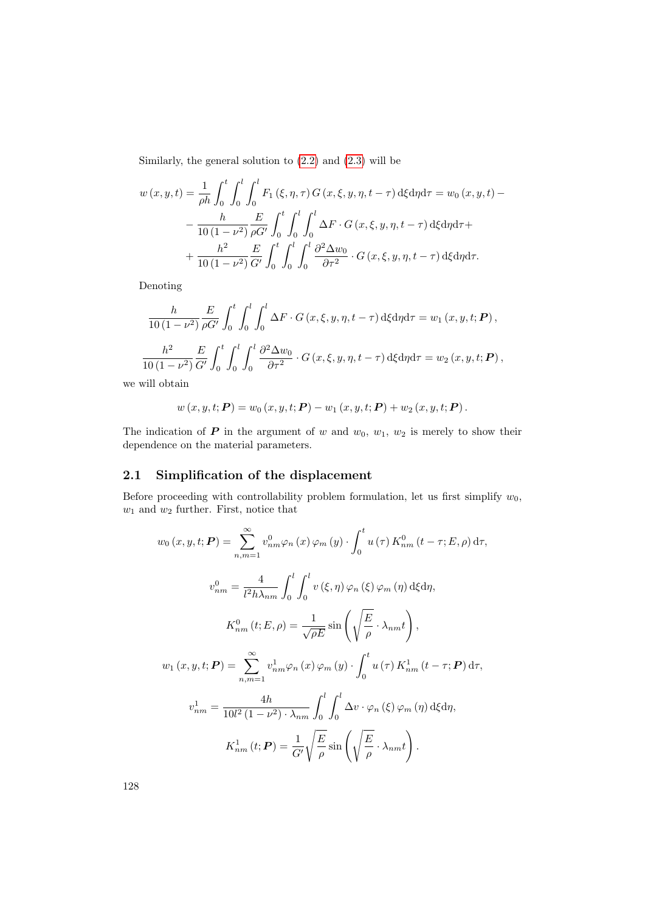Similarly, the general solution to (2.2) and (2.3) will be

$$
\begin{aligned}
w\left(x,y,t\right) = \frac{1}{\rho h}\int_0^t\int_0^l\int_0^l F_1\left(\xi,\eta,\tau\right)G\left(x,\xi,y,\eta,t-\tau\right)\mathrm{d}\xi\mathrm{d}\eta\mathrm{d}\tau = w_0\left(x,y,t\right) - \\
- \frac{h}{10\left(1-\nu^2\right)}\frac{E}{\rho G'}\int_0^t\int_0^l\int_0^l \Delta F\cdot G\left(x,\xi,y,\eta,t-\tau\right)\mathrm{d}\xi\mathrm{d}\eta\mathrm{d}\tau + \\
+ \frac{h^2}{10\left(1-\nu^2\right)}\frac{E}{G'}\int_0^t\int_0^l\int_0^l \frac{\partial^2\Delta w_0}{\partial\tau^2}\cdot G\left(x,\xi,y,\eta,t-\tau\right)\mathrm{d}\xi\mathrm{d}\eta\mathrm{d}\tau.
\end{aligned}
$$

Denoting

$$
\frac{h}{10\left(1-\nu^2\right)}\frac{E}{\rho G'}\int_0^t\int_0^l\int_0^l \Delta F\cdot G\left(x,\xi,y,\eta,t-\tau\right)\mathrm{d}\xi\mathrm{d}\eta\mathrm{d}\tau = w_1\left(x,y,t;\boldsymbol{P}\right),
$$

$$
\frac{h^2}{10\left(1-\nu^2\right)}\frac{E}{G'}\int_0^t\int_0^l\int_0^l \frac{\partial^2\Delta w_0}{\partial\tau^2}\cdot G\left(x,\xi,y,\eta,t-\tau\right)\mathrm{d}\xi\mathrm{d}\eta\mathrm{d}\tau = w_2\left(x,y,t;\boldsymbol{P}\right),
$$

we will obtain

$$
w\left(x,y,t;\boldsymbol{P}\right) = w_0\left(x,y,t;\boldsymbol{P}\right) - w_1\left(x,y,t;\boldsymbol{P}\right) + w_2\left(x,y,t;\boldsymbol{P}\right).
$$

The indication of $\boldsymbol{P}$ in the argument of $w$ and $w_0$, $w_1$, $w_2$ is merely to show their dependence on the material parameters.

## 2.1 Simplification of the displacement

Before proceeding with controllability problem formulation, let us first simplify $w_0$, $w_1$ and $w_2$ further. First, notice that

$$
w_0\left(x,y,t;\boldsymbol{P}\right) = \sum_{n,m=1}^{\infty} v_{nm}^0\varphi_n\left(x\right)\varphi_m\left(y\right)\cdot\int_0^t u\left(\tau\right)K_{nm}^0\left(t-\tau;E,\rho\right)\mathrm{d}\tau,
$$

$$
v_{nm}^0 = \frac{4}{l^2 h\lambda_{nm}}\int_0^l\int_0^l v\left(\xi,\eta\right)\varphi_n\left(\xi\right)\varphi_m\left(\eta\right)\mathrm{d}\xi\mathrm{d}\eta,
$$

$$
K_{nm}^0\left(t;E,\rho\right) = \frac{1}{\sqrt{\rho E}}\sin\left(\sqrt{\frac{E}{\rho}}\cdot\lambda_{nm}t\right),
$$

$$
w_1\left(x,y,t;\boldsymbol{P}\right) = \sum_{n,m=1}^{\infty} v_{nm}^1\varphi_n\left(x\right)\varphi_m\left(y\right)\cdot\int_0^t u\left(\tau\right)K_{nm}^1\left(t-\tau;\boldsymbol{P}\right)\mathrm{d}\tau,
$$

$$
v_{nm}^1 = \frac{4h}{10l^2\left(1-\nu^2\right)\cdot\lambda_{nm}}\int_0^l\int_0^l \Delta v\cdot\varphi_n\left(\xi\right)\varphi_m\left(\eta\right)\mathrm{d}\xi\mathrm{d}\eta,
$$

$$
K_{nm}^1\left(t;\boldsymbol{P}\right) = \frac{1}{G'}\sqrt{\frac{E}{\rho}}\sin\left(\sqrt{\frac{E}{\rho}}\cdot\lambda_{nm}t\right).
$$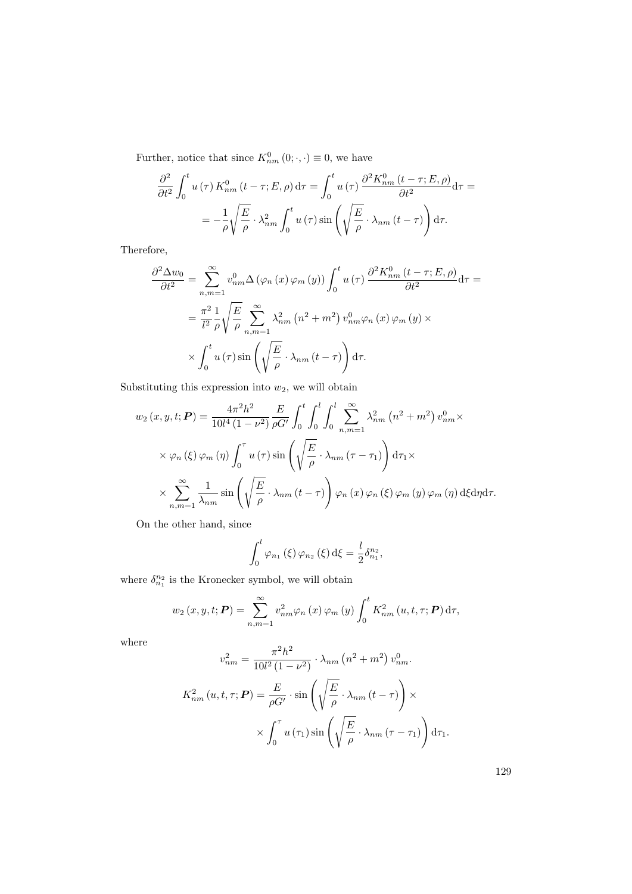Further, notice that since $K_{nm}^0(0;\cdot,\cdot) \equiv 0$, we have

$$\frac{\partial^2}{\partial t^2}\int_0^t u(\tau)\, K_{nm}^0(t-\tau;E,\rho)\,\mathrm{d}\tau = \int_0^t u(\tau)\,\frac{\partial^2 K_{nm}^0(t-\tau;E,\rho)}{\partial t^2}\mathrm{d}\tau =$$

$$= -\frac{1}{\rho}\sqrt{\frac{E}{\rho}}\cdot\lambda_{nm}^2\int_0^t u(\tau)\sin\left(\sqrt{\frac{E}{\rho}}\cdot\lambda_{nm}(t-\tau)\right)\mathrm{d}\tau.$$

Therefore,

$$\frac{\partial^2 \Delta w_0}{\partial t^2} = \sum_{n,m=1}^{\infty} v_{nm}^0 \Delta\left(\varphi_n(x)\,\varphi_m(y)\right)\int_0^t u(\tau)\,\frac{\partial^2 K_{nm}^0(t-\tau;E,\rho)}{\partial t^2}\mathrm{d}\tau =$$

$$= \frac{\pi^2}{l^2}\frac{1}{\rho}\sqrt{\frac{E}{\rho}}\sum_{n,m=1}^{\infty}\lambda_{nm}^2\left(n^2+m^2\right)v_{nm}^0\varphi_n(x)\,\varphi_m(y)\times$$

$$\times\int_0^t u(\tau)\sin\left(\sqrt{\frac{E}{\rho}}\cdot\lambda_{nm}(t-\tau)\right)\mathrm{d}\tau.$$

Substituting this expression into $w_2$, we will obtain

$$w_2(x,y,t;\boldsymbol{P}) = \frac{4\pi^2 h^2}{10 l^4\left(1-\nu^2\right)}\frac{E}{\rho G'}\int_0^t\int_0^l\int_0^l\sum_{n,m=1}^{\infty}\lambda_{nm}^2\left(n^2+m^2\right)v_{nm}^0\times$$

$$\times\varphi_n(\xi)\,\varphi_m(\eta)\int_0^{\tau}u(\tau)\sin\left(\sqrt{\frac{E}{\rho}}\cdot\lambda_{nm}(\tau-\tau_1)\right)\mathrm{d}\tau_1\times$$

$$\times\sum_{n,m=1}^{\infty}\frac{1}{\lambda_{nm}}\sin\left(\sqrt{\frac{E}{\rho}}\cdot\lambda_{nm}(t-\tau)\right)\varphi_n(x)\,\varphi_n(\xi)\,\varphi_m(y)\,\varphi_m(\eta)\,\mathrm{d}\xi\mathrm{d}\eta\mathrm{d}\tau.$$

On the other hand, since

$$\int_0^l \varphi_{n_1}(\xi)\,\varphi_{n_2}(\xi)\,\mathrm{d}\xi = \frac{l}{2}\delta_{n_1}^{n_2},$$

where $\delta_{n_1}^{n_2}$ is the Kronecker symbol, we will obtain

$$w_2(x,y,t;\boldsymbol{P}) = \sum_{n,m=1}^{\infty}v_{nm}^2\varphi_n(x)\,\varphi_m(y)\int_0^t K_{nm}^2(u,t,\tau;\boldsymbol{P})\,\mathrm{d}\tau,$$

where

$$v_{nm}^2 = \frac{\pi^2 h^2}{10 l^2\left(1-\nu^2\right)}\cdot\lambda_{nm}\left(n^2+m^2\right)v_{nm}^0.$$

$$K_{nm}^2(u,t,\tau;\boldsymbol{P}) = \frac{E}{\rho G'}\cdot\sin\left(\sqrt{\frac{E}{\rho}}\cdot\lambda_{nm}(t-\tau)\right)\times$$

$$\times\int_0^{\tau}u(\tau_1)\sin\left(\sqrt{\frac{E}{\rho}}\cdot\lambda_{nm}(\tau-\tau_1)\right)\mathrm{d}\tau_1.$$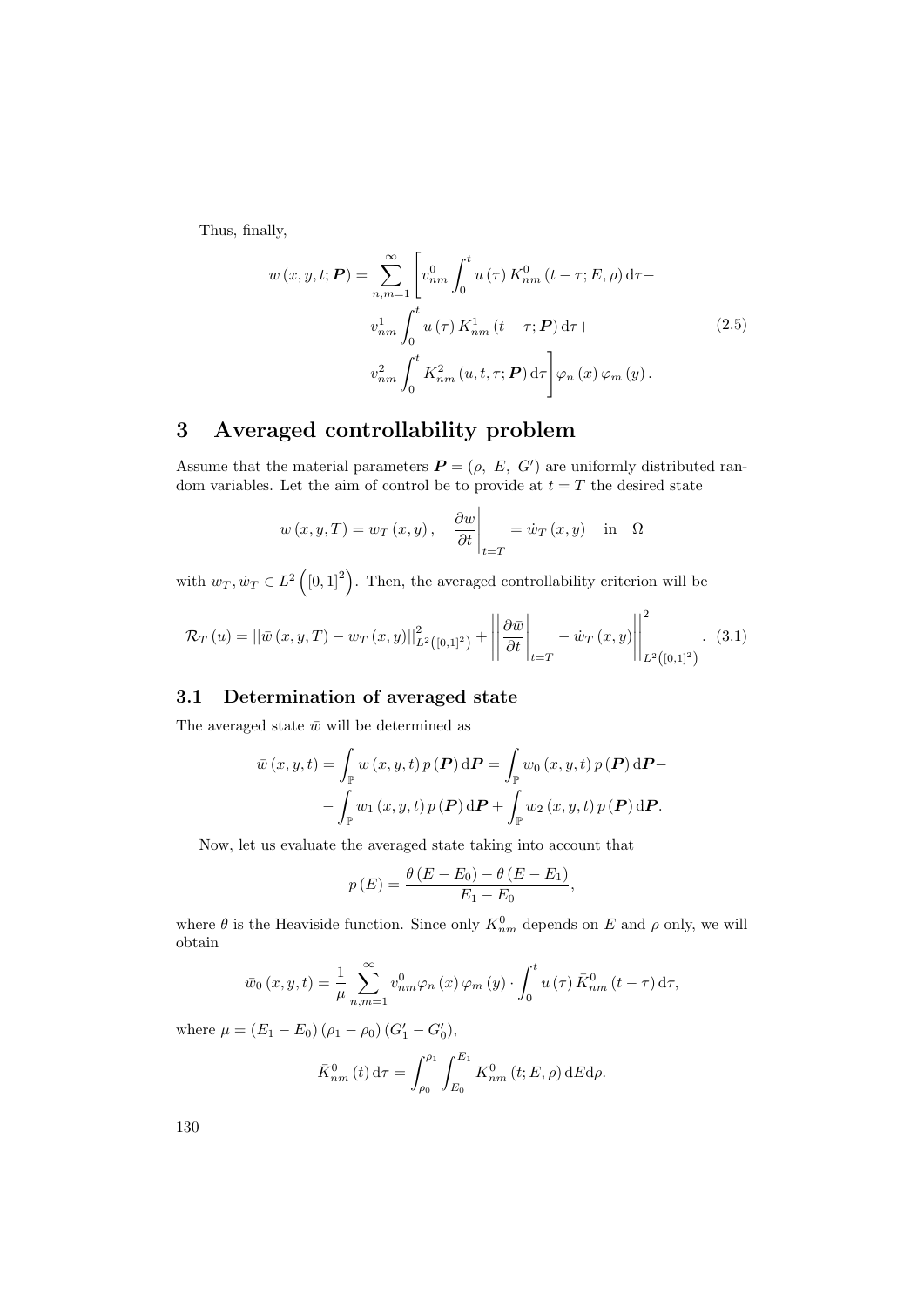Thus, finally,

$$
\begin{aligned}
w\left(x,y,t;\boldsymbol{P}\right) = \sum_{n,m=1}^{\infty} \Bigg[ & v_{nm}^{0} \int_{0}^{t} u\left(\tau\right) K_{nm}^{0}\left(t-\tau; E, \rho\right) \mathrm{d}\tau - \\
& - v_{nm}^{1} \int_{0}^{t} u\left(\tau\right) K_{nm}^{1}\left(t-\tau; \boldsymbol{P}\right) \mathrm{d}\tau + \\
& + v_{nm}^{2} \int_{0}^{t} K_{nm}^{2}\left(u, t, \tau; \boldsymbol{P}\right) \mathrm{d}\tau \Bigg] \varphi_{n}\left(x\right) \varphi_{m}\left(y\right).
\end{aligned}
\tag{2.5}
$$

# 3 Averaged controllability problem

Assume that the material parameters $\boldsymbol{P} = (\rho,\ E,\ G')$ are uniformly distributed random variables. Let the aim of control be to provide at $t = T$ the desired state

$$
w\left(x,y,T\right) = w_{T}\left(x,y\right), \quad \left.\frac{\partial w}{\partial t}\right|_{t=T} = \dot{w}_{T}\left(x,y\right) \quad \text{in} \quad \Omega
$$

with $w_T, \dot{w}_T \in L^2\left([0,1]^2\right)$. Then, the averaged controllability criterion will be

$$
\mathcal{R}_{T}\left(u\right) = \left|\left|\bar{w}\left(x,y,T\right) - w_{T}\left(x,y\right)\right|\right|_{L^2\left([0,1]^2\right)}^{2} + \left|\left|\left.\frac{\partial \bar{w}}{\partial t}\right|_{t=T} - \dot{w}_{T}\left(x,y\right)\right|\right|_{L^2\left([0,1]^2\right)}^{2}. \tag{3.1}
$$

## 3.1 Determination of averaged state

The averaged state $\bar{w}$ will be determined as

$$
\begin{aligned}
\bar{w}\left(x,y,t\right) = \int_{\mathbb{P}} w\left(x,y,t\right) p\left(\boldsymbol{P}\right) \mathrm{d}\boldsymbol{P} = \int_{\mathbb{P}} w_{0}\left(x,y,t\right) p\left(\boldsymbol{P}\right) \mathrm{d}\boldsymbol{P} - \\
- \int_{\mathbb{P}} w_{1}\left(x,y,t\right) p\left(\boldsymbol{P}\right) \mathrm{d}\boldsymbol{P} + \int_{\mathbb{P}} w_{2}\left(x,y,t\right) p\left(\boldsymbol{P}\right) \mathrm{d}\boldsymbol{P}.
\end{aligned}
$$

Now, let us evaluate the averaged state taking into account that

$$
p\left(E\right) = \frac{\theta\left(E - E_0\right) - \theta\left(E - E_1\right)}{E_1 - E_0},
$$

where $\theta$ is the Heaviside function. Since only $K_{nm}^{0}$ depends on $E$ and $\rho$ only, we will obtain

$$
\bar{w}_{0}\left(x,y,t\right) = \frac{1}{\mu} \sum_{n,m=1}^{\infty} v_{nm}^{0} \varphi_{n}\left(x\right) \varphi_{m}\left(y\right) \cdot \int_{0}^{t} u\left(\tau\right) \bar{K}_{nm}^{0}\left(t-\tau\right) \mathrm{d}\tau,
$$

where $\mu = \left(E_1 - E_0\right)\left(\rho_1 - \rho_0\right)\left(G_1' - G_0'\right)$,

$$
\bar{K}_{nm}^{0}\left(t\right) \mathrm{d}\tau = \int_{\rho_0}^{\rho_1} \int_{E_0}^{E_1} K_{nm}^{0}\left(t; E, \rho\right) \mathrm{d}E \mathrm{d}\rho.
$$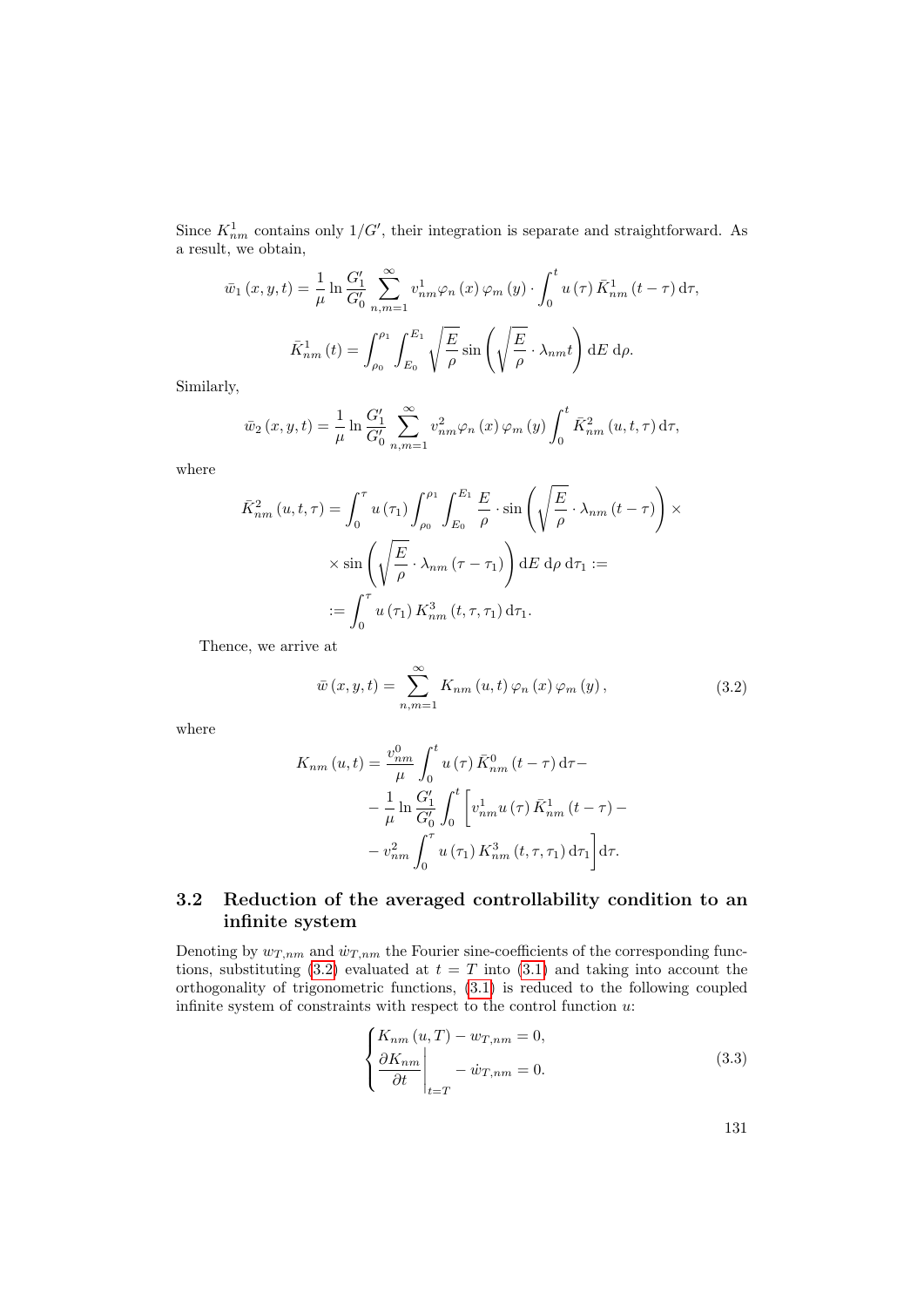Since $K_{nm}^1$ contains only $1/G'$, their integration is separate and straightforward. As a result, we obtain,

$$\bar{w}_1(x,y,t) = \frac{1}{\mu}\ln\frac{G_1'}{G_0'}\sum_{n,m=1}^{\infty} v_{nm}^1 \varphi_n(x)\varphi_m(y)\cdot\int_0^t u(\tau)\bar{K}_{nm}^1(t-\tau)\,\mathrm{d}\tau,$$

$$\bar{K}_{nm}^1(t) = \int_{\rho_0}^{\rho_1}\int_{E_0}^{E_1}\sqrt{\frac{E}{\rho}}\sin\left(\sqrt{\frac{E}{\rho}}\cdot\lambda_{nm}t\right)\mathrm{d}E\,\mathrm{d}\rho.$$

Similarly,

$$\bar{w}_2(x,y,t) = \frac{1}{\mu}\ln\frac{G_1'}{G_0'}\sum_{n,m=1}^{\infty} v_{nm}^2 \varphi_n(x)\varphi_m(y)\int_0^t \bar{K}_{nm}^2(u,t,\tau)\,\mathrm{d}\tau,$$

where

$$\begin{aligned}
\bar{K}_{nm}^2(u,t,\tau) = \int_0^\tau u(\tau_1)\int_{\rho_0}^{\rho_1}\int_{E_0}^{E_1}\frac{E}{\rho}\cdot\sin\left(\sqrt{\frac{E}{\rho}}\cdot\lambda_{nm}(t-\tau)\right)\times\\
\times\sin\left(\sqrt{\frac{E}{\rho}}\cdot\lambda_{nm}(\tau-\tau_1)\right)\mathrm{d}E\,\mathrm{d}\rho\,\mathrm{d}\tau_1 :=\\
:= \int_0^\tau u(\tau_1)K_{nm}^3(t,\tau,\tau_1)\,\mathrm{d}\tau_1.
\end{aligned}$$

Thence, we arrive at

$$\bar{w}(x,y,t) = \sum_{n,m=1}^{\infty} K_{nm}(u,t)\varphi_n(x)\varphi_m(y), \tag{3.2}$$

where

$$\begin{aligned}
K_{nm}(u,t) = \frac{v_{nm}^0}{\mu}\int_0^t u(\tau)\bar{K}_{nm}^0(t-\tau)\,\mathrm{d}\tau -\\
-\frac{1}{\mu}\ln\frac{G_1'}{G_0'}\int_0^t\Big[v_{nm}^1 u(\tau)\bar{K}_{nm}^1(t-\tau) -\\
- v_{nm}^2\int_0^\tau u(\tau_1)K_{nm}^3(t,\tau,\tau_1)\,\mathrm{d}\tau_1\Big]\mathrm{d}\tau.
\end{aligned}$$

## 3.2 Reduction of the averaged controllability condition to an infinite system

Denoting by $w_{T,nm}$ and $\dot{w}_{T,nm}$ the Fourier sine-coefficients of the corresponding functions, substituting (3.2) evaluated at $t = T$ into (3.1) and taking into account the orthogonality of trigonometric functions, (3.1) is reduced to the following coupled infinite system of constraints with respect to the control function $u$:

$$\begin{cases}
K_{nm}(u,T) - w_{T,nm} = 0,\\
\left.\dfrac{\partial K_{nm}}{\partial t}\right|_{t=T} - \dot{w}_{T,nm} = 0.
\end{cases} \tag{3.3}$$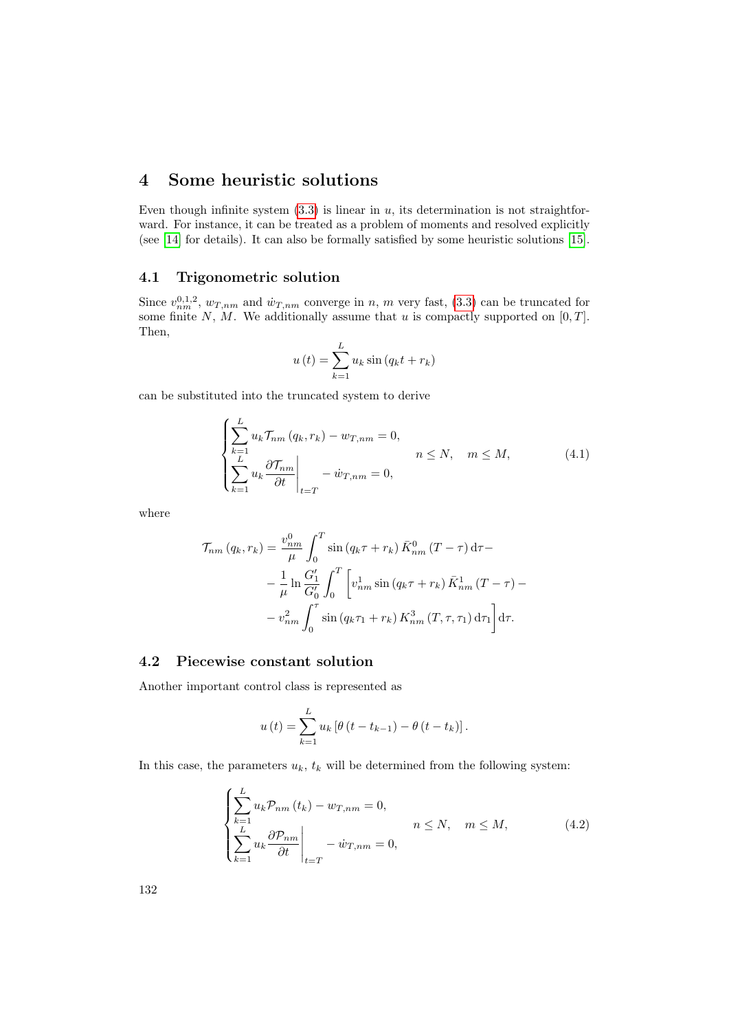## 4 Some heuristic solutions

Even though infinite system (3.3) is linear in $u$, its determination is not straightforward. For instance, it can be treated as a problem of moments and resolved explicitly (see [14] for details). It can also be formally satisfied by some heuristic solutions [15].

### 4.1 Trigonometric solution

Since $v^{0,1,2}_{nm}$, $w_{T,nm}$ and $\dot{w}_{T,nm}$ converge in $n$, $m$ very fast, (3.3) can be truncated for some finite $N$, $M$. We additionally assume that $u$ is compactly supported on $[0, T]$. Then,

$$u(t) = \sum_{k=1}^{L} u_k \sin(q_k t + r_k)$$

can be substituted into the truncated system to derive

$$\begin{cases} \displaystyle\sum_{k=1}^{L} u_k \mathcal{T}_{nm}(q_k, r_k) - w_{T,nm} = 0, \\ \displaystyle\sum_{k=1}^{L} u_k \left.\frac{\partial \mathcal{T}_{nm}}{\partial t}\right|_{t=T} - \dot{w}_{T,nm} = 0, \end{cases} \quad n \le N, \quad m \le M, \tag{4.1}$$

where

$$\begin{aligned} \mathcal{T}_{nm}(q_k, r_k) = {} & \frac{v^0_{nm}}{\mu} \int_0^T \sin(q_k \tau + r_k) \bar{K}^0_{nm}(T - \tau) \, d\tau - \\ & - \frac{1}{\mu} \ln \frac{G'_1}{G'_0} \int_0^T \Big[ v^1_{nm} \sin(q_k \tau + r_k) \bar{K}^1_{nm}(T - \tau) - \\ & - v^2_{nm} \int_0^\tau \sin(q_k \tau_1 + r_k) K^3_{nm}(T, \tau, \tau_1) \, d\tau_1 \Big] d\tau. \end{aligned}$$

### 4.2 Piecewise constant solution

Another important control class is represented as

$$u(t) = \sum_{k=1}^{L} u_k \left[ \theta(t - t_{k-1}) - \theta(t - t_k) \right].$$

In this case, the parameters $u_k$, $t_k$ will be determined from the following system:

$$\begin{cases} \displaystyle\sum_{k=1}^{L} u_k \mathcal{P}_{nm}(t_k) - w_{T,nm} = 0, \\ \displaystyle\sum_{k=1}^{L} u_k \left.\frac{\partial \mathcal{P}_{nm}}{\partial t}\right|_{t=T} - \dot{w}_{T,nm} = 0, \end{cases} \quad n \le N, \quad m \le M, \tag{4.2}$$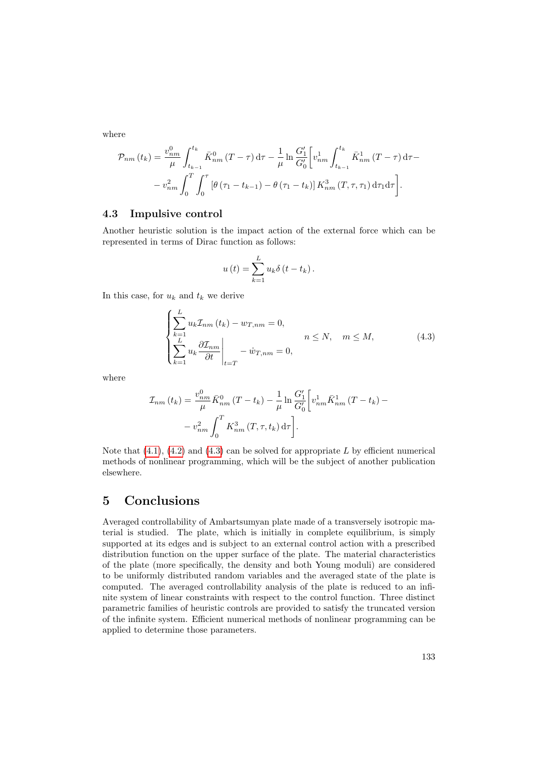where

$$\mathcal{P}_{nm}(t_k) = \frac{v_{nm}^0}{\mu} \int_{t_{k-1}}^{t_k} \bar{K}_{nm}^0 (T-\tau)\,\mathrm{d}\tau - \frac{1}{\mu} \ln \frac{G_1'}{G_0'} \Bigg[ v_{nm}^1 \int_{t_{k-1}}^{t_k} \bar{K}_{nm}^1 (T-\tau)\,\mathrm{d}\tau - \\ - v_{nm}^2 \int_0^T \int_0^\tau \left[\theta(\tau_1 - t_{k-1}) - \theta(\tau_1 - t_k)\right] K_{nm}^3 (T,\tau,\tau_1)\,\mathrm{d}\tau_1 \mathrm{d}\tau \Bigg].$$

### 4.3 Impulsive control

Another heuristic solution is the impact action of the external force which can be represented in terms of Dirac function as follows:

$$u(t) = \sum_{k=1}^{L} u_k \delta(t - t_k).$$

In this case, for $u_k$ and $t_k$ we derive

$$\begin{cases} \displaystyle\sum_{k=1}^{L} u_k \mathcal{I}_{nm}(t_k) - w_{T,nm} = 0, \\ \displaystyle\sum_{k=1}^{L} u_k \left.\frac{\partial \mathcal{I}_{nm}}{\partial t}\right|_{t=T} - \dot{w}_{T,nm} = 0, \end{cases} \qquad n \leq N, \quad m \leq M, \tag{4.3}$$

where

$$\mathcal{I}_{nm}(t_k) = \frac{v_{nm}^0}{\mu} \bar{K}_{nm}^0 (T - t_k) - \frac{1}{\mu} \ln \frac{G_1'}{G_0'} \Bigg[ v_{nm}^1 \bar{K}_{nm}^1 (T - t_k) - \\ - v_{nm}^2 \int_0^T K_{nm}^3 (T,\tau,t_k)\,\mathrm{d}\tau \Bigg].$$

Note that (4.1), (4.2) and (4.3) can be solved for appropriate $L$ by efficient numerical methods of nonlinear programming, which will be the subject of another publication elsewhere.

## 5 Conclusions

Averaged controllability of Ambartsumyan plate made of a transversely isotropic material is studied. The plate, which is initially in complete equilibrium, is simply supported at its edges and is subject to an external control action with a prescribed distribution function on the upper surface of the plate. The material characteristics of the plate (more specifically, the density and both Young moduli) are considered to be uniformly distributed random variables and the averaged state of the plate is computed. The averaged controllability analysis of the plate is reduced to an infinite system of linear constraints with respect to the control function. Three distinct parametric families of heuristic controls are provided to satisfy the truncated version of the infinite system. Efficient numerical methods of nonlinear programming can be applied to determine those parameters.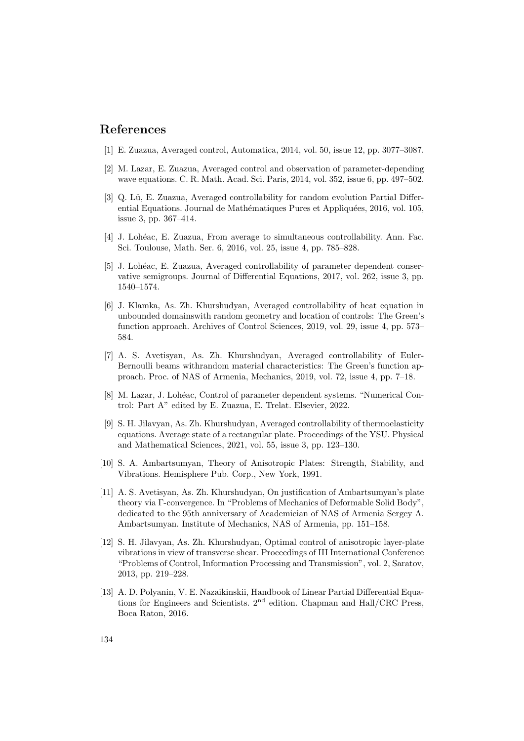## References

[1] E. Zuazua, Averaged control, Automatica, 2014, vol. 50, issue 12, pp. 3077–3087.

[2] M. Lazar, E. Zuazua, Averaged control and observation of parameter-depending wave equations. C. R. Math. Acad. Sci. Paris, 2014, vol. 352, issue 6, pp. 497–502.

[3] Q. Lü, E. Zuazua, Averaged controllability for random evolution Partial Differential Equations. Journal de Mathématiques Pures et Appliquées, 2016, vol. 105, issue 3, pp. 367–414.

[4] J. Lohéac, E. Zuazua, From average to simultaneous controllability. Ann. Fac. Sci. Toulouse, Math. Ser. 6, 2016, vol. 25, issue 4, pp. 785–828.

[5] J. Lohéac, E. Zuazua, Averaged controllability of parameter dependent conservative semigroups. Journal of Differential Equations, 2017, vol. 262, issue 3, pp. 1540–1574.

[6] J. Klamka, As. Zh. Khurshudyan, Averaged controllability of heat equation in unbounded domainswith random geometry and location of controls: The Green's function approach. Archives of Control Sciences, 2019, vol. 29, issue 4, pp. 573–584.

[7] A. S. Avetisyan, As. Zh. Khurshudyan, Averaged controllability of Euler-Bernoulli beams withrandom material characteristics: The Green's function approach. Proc. of NAS of Armenia, Mechanics, 2019, vol. 72, issue 4, pp. 7–18.

[8] M. Lazar, J. Lohéac, Control of parameter dependent systems. "Numerical Control: Part A" edited by E. Zuazua, E. Trelat. Elsevier, 2022.

[9] S. H. Jilavyan, As. Zh. Khurshudyan, Averaged controllability of thermoelasticity equations. Average state of a rectangular plate. Proceedings of the YSU. Physical and Mathematical Sciences, 2021, vol. 55, issue 3, pp. 123–130.

[10] S. A. Ambartsumyan, Theory of Anisotropic Plates: Strength, Stability, and Vibrations. Hemisphere Pub. Corp., New York, 1991.

[11] A. S. Avetisyan, As. Zh. Khurshudyan, On justification of Ambartsumyan's plate theory via Γ-convergence. In "Problems of Mechanics of Deformable Solid Body", dedicated to the 95th anniversary of Academician of NAS of Armenia Sergey A. Ambartsumyan. Institute of Mechanics, NAS of Armenia, pp. 151–158.

[12] S. H. Jilavyan, As. Zh. Khurshudyan, Optimal control of anisotropic layer-plate vibrations in view of transverse shear. Proceedings of III International Conference "Problems of Control, Information Processing and Transmission", vol. 2, Saratov, 2013, pp. 219–228.

[13] A. D. Polyanin, V. E. Nazaikinskii, Handbook of Linear Partial Differential Equations for Engineers and Scientists. $2^{\text{nd}}$ edition. Chapman and Hall/CRC Press, Boca Raton, 2016.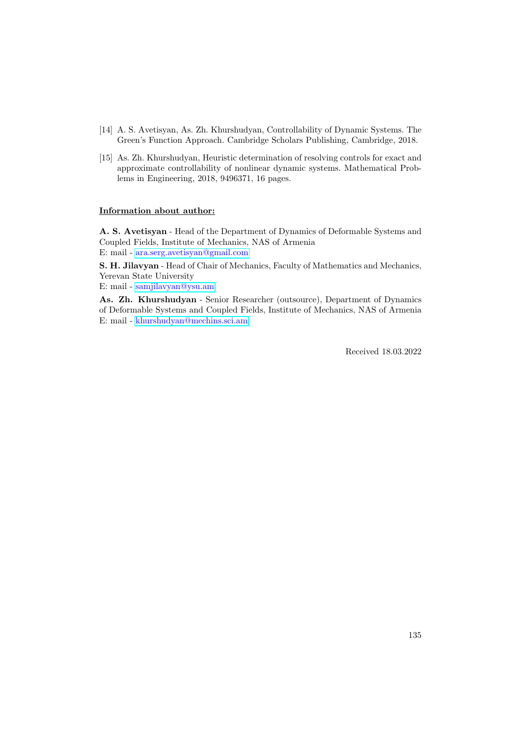[14] A. S. Avetisyan, As. Zh. Khurshudyan, Controllability of Dynamic Systems. The Green's Function Approach. Cambridge Scholars Publishing, Cambridge, 2018.

[15] As. Zh. Khurshudyan, Heuristic determination of resolving controls for exact and approximate controllability of nonlinear dynamic systems. Mathematical Problems in Engineering, 2018, 9496371, 16 pages.

**Information about author:**

**A. S. Avetisyan** - Head of the Department of Dynamics of Deformable Systems and Coupled Fields, Institute of Mechanics, NAS of Armenia
E: mail - ara.serg.avetisyan@gmail.com

**S. H. Jilavyan** - Head of Chair of Mechanics, Faculty of Mathematics and Mechanics, Yerevan State University
E: mail - samjilavyan@ysu.am

**As. Zh. Khurshudyan** - Senior Researcher (outsource), Department of Dynamics of Deformable Systems and Coupled Fields, Institute of Mechanics, NAS of Armenia
E: mail - khurshudyan@mechins.sci.am

Received 18.03.2022